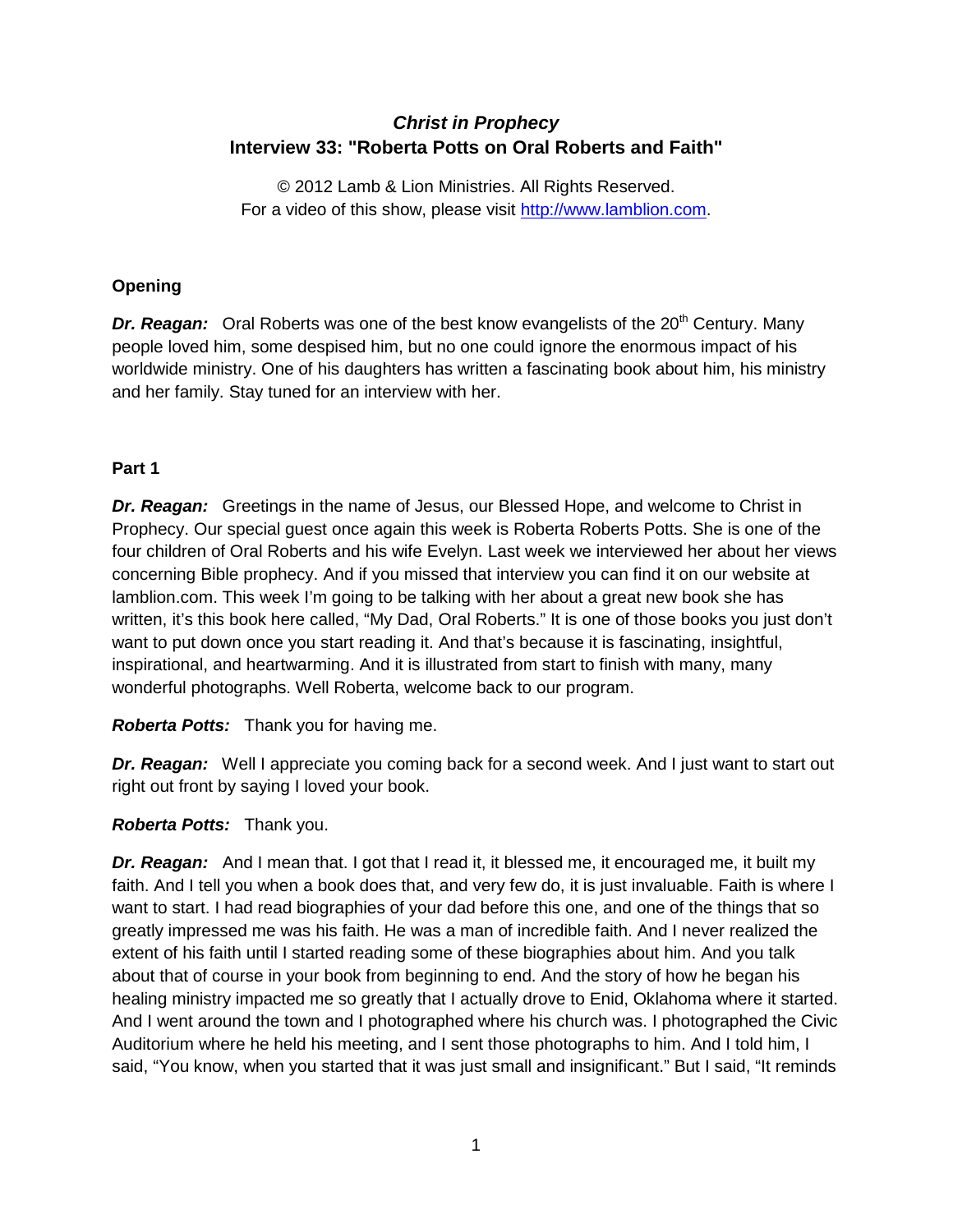# ***Christ in Prophecy***
## **Interview 33: "Roberta Potts on Oral Roberts and Faith"**

© 2012 Lamb & Lion Ministries. All Rights Reserved.
For a video of this show, please visit http://www.lamblion.com.

### **Opening**

***Dr. Reagan:*** Oral Roberts was one of the best know evangelists of the 20th Century. Many people loved him, some despised him, but no one could ignore the enormous impact of his worldwide ministry. One of his daughters has written a fascinating book about him, his ministry and her family. Stay tuned for an interview with her.

### **Part 1**

***Dr. Reagan:*** Greetings in the name of Jesus, our Blessed Hope, and welcome to Christ in Prophecy. Our special guest once again this week is Roberta Roberts Potts. She is one of the four children of Oral Roberts and his wife Evelyn. Last week we interviewed her about her views concerning Bible prophecy. And if you missed that interview you can find it on our website at lamblion.com. This week I'm going to be talking with her about a great new book she has written, it's this book here called, "My Dad, Oral Roberts." It is one of those books you just don't want to put down once you start reading it. And that's because it is fascinating, insightful, inspirational, and heartwarming. And it is illustrated from start to finish with many, many wonderful photographs. Well Roberta, welcome back to our program.

***Roberta Potts:*** Thank you for having me.

***Dr. Reagan:*** Well I appreciate you coming back for a second week. And I just want to start out right out front by saying I loved your book.

***Roberta Potts:*** Thank you.

***Dr. Reagan:*** And I mean that. I got that I read it, it blessed me, it encouraged me, it built my faith. And I tell you when a book does that, and very few do, it is just invaluable. Faith is where I want to start. I had read biographies of your dad before this one, and one of the things that so greatly impressed me was his faith. He was a man of incredible faith. And I never realized the extent of his faith until I started reading some of these biographies about him. And you talk about that of course in your book from beginning to end. And the story of how he began his healing ministry impacted me so greatly that I actually drove to Enid, Oklahoma where it started. And I went around the town and I photographed where his church was. I photographed the Civic Auditorium where he held his meeting, and I sent those photographs to him. And I told him, I said, "You know, when you started that it was just small and insignificant." But I said, "It reminds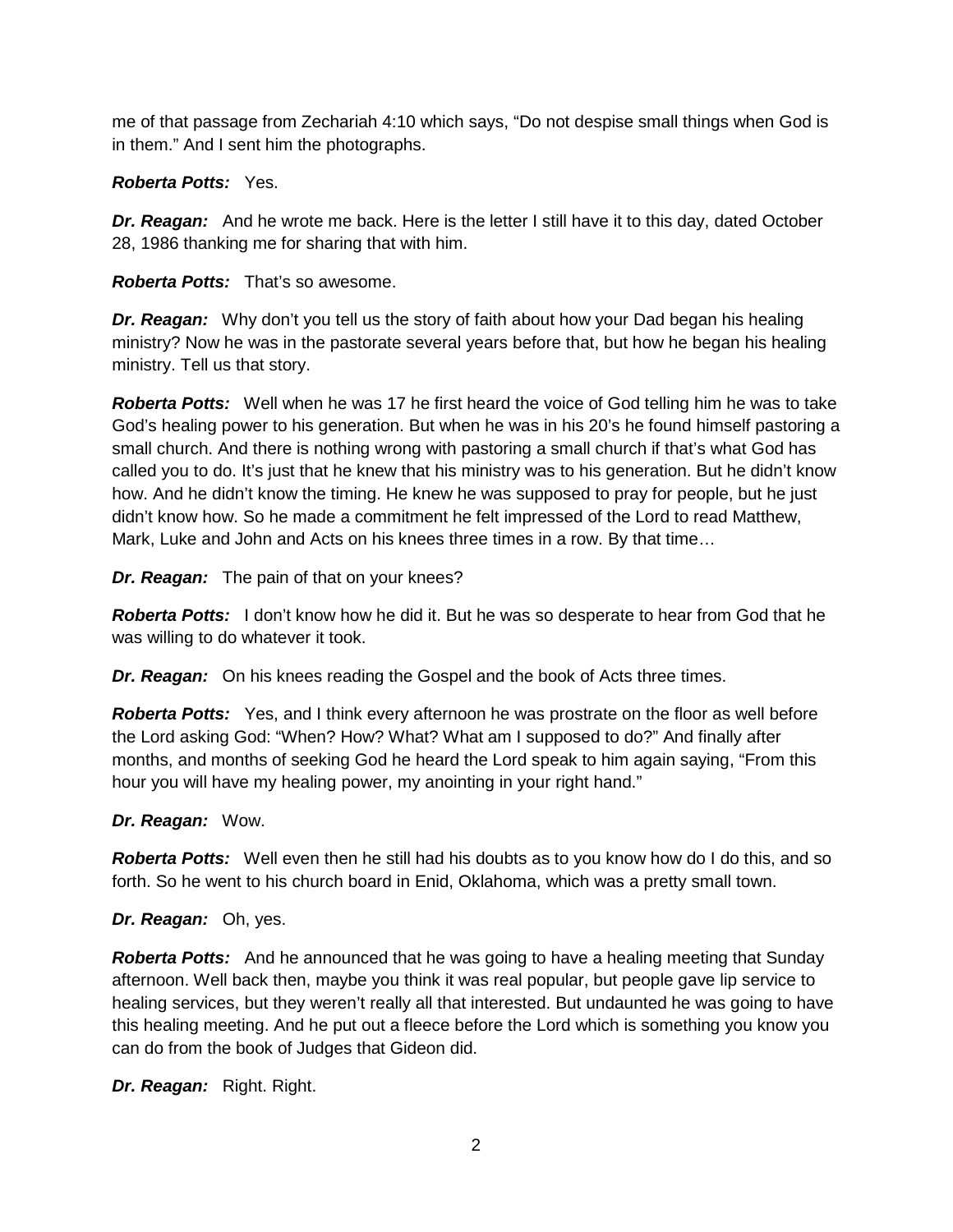me of that passage from Zechariah 4:10 which says, “Do not despise small things when God is in them.” And I sent him the photographs.

***Roberta Potts:*** Yes.

***Dr. Reagan:*** And he wrote me back. Here is the letter I still have it to this day, dated October 28, 1986 thanking me for sharing that with him.

***Roberta Potts:*** That’s so awesome.

***Dr. Reagan:*** Why don’t you tell us the story of faith about how your Dad began his healing ministry? Now he was in the pastorate several years before that, but how he began his healing ministry. Tell us that story.

***Roberta Potts:*** Well when he was 17 he first heard the voice of God telling him he was to take God’s healing power to his generation. But when he was in his 20’s he found himself pastoring a small church. And there is nothing wrong with pastoring a small church if that’s what God has called you to do. It’s just that he knew that his ministry was to his generation. But he didn’t know how. And he didn’t know the timing. He knew he was supposed to pray for people, but he just didn’t know how. So he made a commitment he felt impressed of the Lord to read Matthew, Mark, Luke and John and Acts on his knees three times in a row. By that time…

***Dr. Reagan:*** The pain of that on your knees?

***Roberta Potts:*** I don’t know how he did it. But he was so desperate to hear from God that he was willing to do whatever it took.

***Dr. Reagan:*** On his knees reading the Gospel and the book of Acts three times.

***Roberta Potts:*** Yes, and I think every afternoon he was prostrate on the floor as well before the Lord asking God: “When? How? What? What am I supposed to do?” And finally after months, and months of seeking God he heard the Lord speak to him again saying, “From this hour you will have my healing power, my anointing in your right hand.”

***Dr. Reagan:*** Wow.

***Roberta Potts:*** Well even then he still had his doubts as to you know how do I do this, and so forth. So he went to his church board in Enid, Oklahoma, which was a pretty small town.

***Dr. Reagan:*** Oh, yes.

***Roberta Potts:*** And he announced that he was going to have a healing meeting that Sunday afternoon. Well back then, maybe you think it was real popular, but people gave lip service to healing services, but they weren’t really all that interested. But undaunted he was going to have this healing meeting. And he put out a fleece before the Lord which is something you know you can do from the book of Judges that Gideon did.

***Dr. Reagan:*** Right. Right.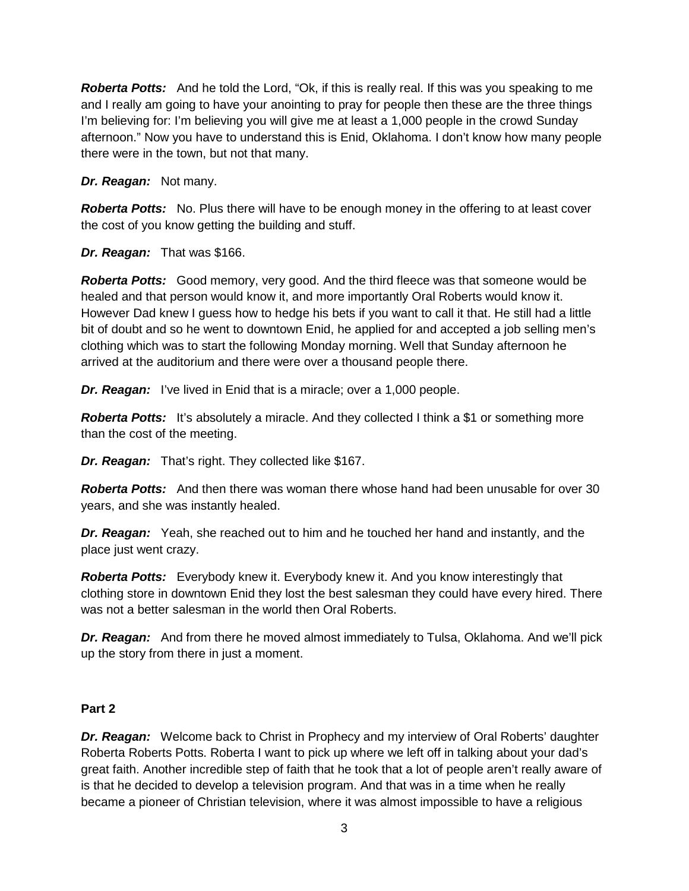***Roberta Potts:*** And he told the Lord, "Ok, if this is really real. If this was you speaking to me and I really am going to have your anointing to pray for people then these are the three things I'm believing for: I'm believing you will give me at least a 1,000 people in the crowd Sunday afternoon." Now you have to understand this is Enid, Oklahoma. I don't know how many people there were in the town, but not that many.

***Dr. Reagan:*** Not many.

***Roberta Potts:*** No. Plus there will have to be enough money in the offering to at least cover the cost of you know getting the building and stuff.

***Dr. Reagan:*** That was $166.

***Roberta Potts:*** Good memory, very good. And the third fleece was that someone would be healed and that person would know it, and more importantly Oral Roberts would know it. However Dad knew I guess how to hedge his bets if you want to call it that. He still had a little bit of doubt and so he went to downtown Enid, he applied for and accepted a job selling men's clothing which was to start the following Monday morning. Well that Sunday afternoon he arrived at the auditorium and there were over a thousand people there.

***Dr. Reagan:*** I've lived in Enid that is a miracle; over a 1,000 people.

***Roberta Potts:*** It's absolutely a miracle. And they collected I think a $1 or something more than the cost of the meeting.

***Dr. Reagan:*** That's right. They collected like $167.

***Roberta Potts:*** And then there was woman there whose hand had been unusable for over 30 years, and she was instantly healed.

***Dr. Reagan:*** Yeah, she reached out to him and he touched her hand and instantly, and the place just went crazy.

***Roberta Potts:*** Everybody knew it. Everybody knew it. And you know interestingly that clothing store in downtown Enid they lost the best salesman they could have every hired. There was not a better salesman in the world then Oral Roberts.

***Dr. Reagan:*** And from there he moved almost immediately to Tulsa, Oklahoma. And we'll pick up the story from there in just a moment.

**Part 2**

***Dr. Reagan:*** Welcome back to Christ in Prophecy and my interview of Oral Roberts' daughter Roberta Roberts Potts. Roberta I want to pick up where we left off in talking about your dad's great faith. Another incredible step of faith that he took that a lot of people aren't really aware of is that he decided to develop a television program. And that was in a time when he really became a pioneer of Christian television, where it was almost impossible to have a religious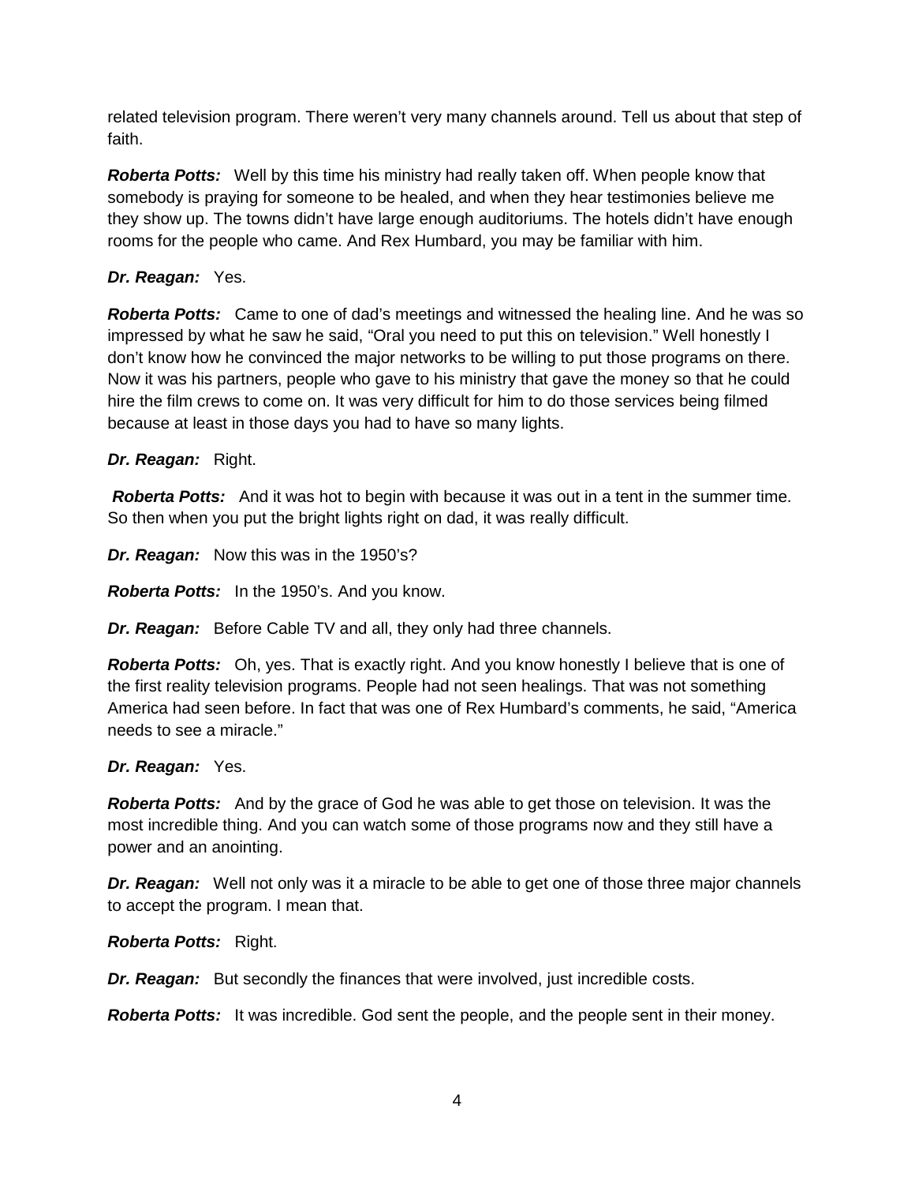related television program. There weren't very many channels around. Tell us about that step of faith.

***Roberta Potts:*** Well by this time his ministry had really taken off. When people know that somebody is praying for someone to be healed, and when they hear testimonies believe me they show up. The towns didn't have large enough auditoriums. The hotels didn't have enough rooms for the people who came. And Rex Humbard, you may be familiar with him.

***Dr. Reagan:*** Yes.

***Roberta Potts:*** Came to one of dad's meetings and witnessed the healing line. And he was so impressed by what he saw he said, "Oral you need to put this on television." Well honestly I don't know how he convinced the major networks to be willing to put those programs on there. Now it was his partners, people who gave to his ministry that gave the money so that he could hire the film crews to come on. It was very difficult for him to do those services being filmed because at least in those days you had to have so many lights.

***Dr. Reagan:*** Right.

***Roberta Potts:*** And it was hot to begin with because it was out in a tent in the summer time. So then when you put the bright lights right on dad, it was really difficult.

***Dr. Reagan:*** Now this was in the 1950's?

***Roberta Potts:*** In the 1950's. And you know.

***Dr. Reagan:*** Before Cable TV and all, they only had three channels.

***Roberta Potts:*** Oh, yes. That is exactly right. And you know honestly I believe that is one of the first reality television programs. People had not seen healings. That was not something America had seen before. In fact that was one of Rex Humbard's comments, he said, "America needs to see a miracle."

***Dr. Reagan:*** Yes.

***Roberta Potts:*** And by the grace of God he was able to get those on television. It was the most incredible thing. And you can watch some of those programs now and they still have a power and an anointing.

***Dr. Reagan:*** Well not only was it a miracle to be able to get one of those three major channels to accept the program. I mean that.

***Roberta Potts:*** Right.

***Dr. Reagan:*** But secondly the finances that were involved, just incredible costs.

***Roberta Potts:*** It was incredible. God sent the people, and the people sent in their money.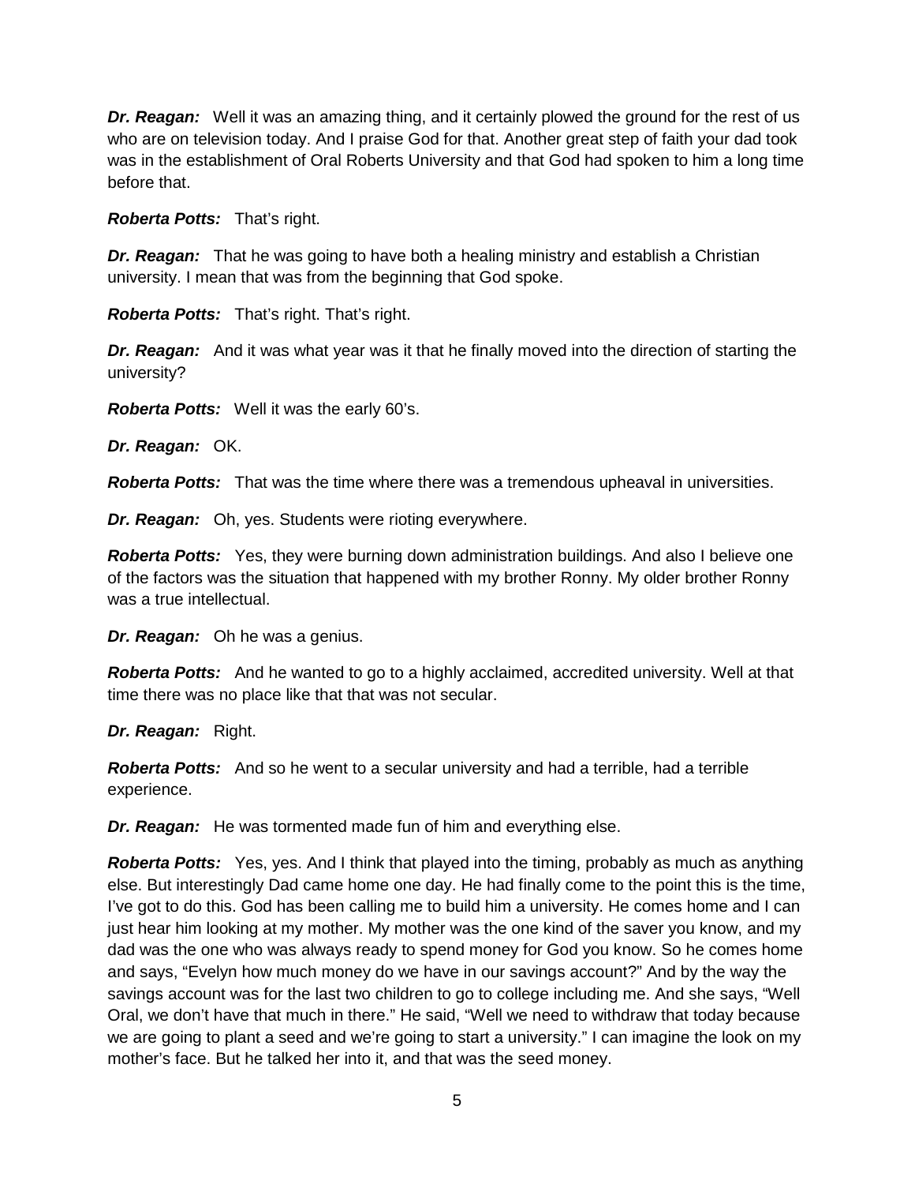***Dr. Reagan:*** Well it was an amazing thing, and it certainly plowed the ground for the rest of us who are on television today. And I praise God for that. Another great step of faith your dad took was in the establishment of Oral Roberts University and that God had spoken to him a long time before that.

***Roberta Potts:*** That's right.

***Dr. Reagan:*** That he was going to have both a healing ministry and establish a Christian university. I mean that was from the beginning that God spoke.

***Roberta Potts:*** That's right. That's right.

***Dr. Reagan:*** And it was what year was it that he finally moved into the direction of starting the university?

***Roberta Potts:*** Well it was the early 60's.

***Dr. Reagan:*** OK.

***Roberta Potts:*** That was the time where there was a tremendous upheaval in universities.

***Dr. Reagan:*** Oh, yes. Students were rioting everywhere.

***Roberta Potts:*** Yes, they were burning down administration buildings. And also I believe one of the factors was the situation that happened with my brother Ronny. My older brother Ronny was a true intellectual.

***Dr. Reagan:*** Oh he was a genius.

***Roberta Potts:*** And he wanted to go to a highly acclaimed, accredited university. Well at that time there was no place like that that was not secular.

***Dr. Reagan:*** Right.

***Roberta Potts:*** And so he went to a secular university and had a terrible, had a terrible experience.

***Dr. Reagan:*** He was tormented made fun of him and everything else.

***Roberta Potts:*** Yes, yes. And I think that played into the timing, probably as much as anything else. But interestingly Dad came home one day. He had finally come to the point this is the time, I've got to do this. God has been calling me to build him a university. He comes home and I can just hear him looking at my mother. My mother was the one kind of the saver you know, and my dad was the one who was always ready to spend money for God you know. So he comes home and says, "Evelyn how much money do we have in our savings account?" And by the way the savings account was for the last two children to go to college including me. And she says, "Well Oral, we don't have that much in there." He said, "Well we need to withdraw that today because we are going to plant a seed and we're going to start a university." I can imagine the look on my mother's face. But he talked her into it, and that was the seed money.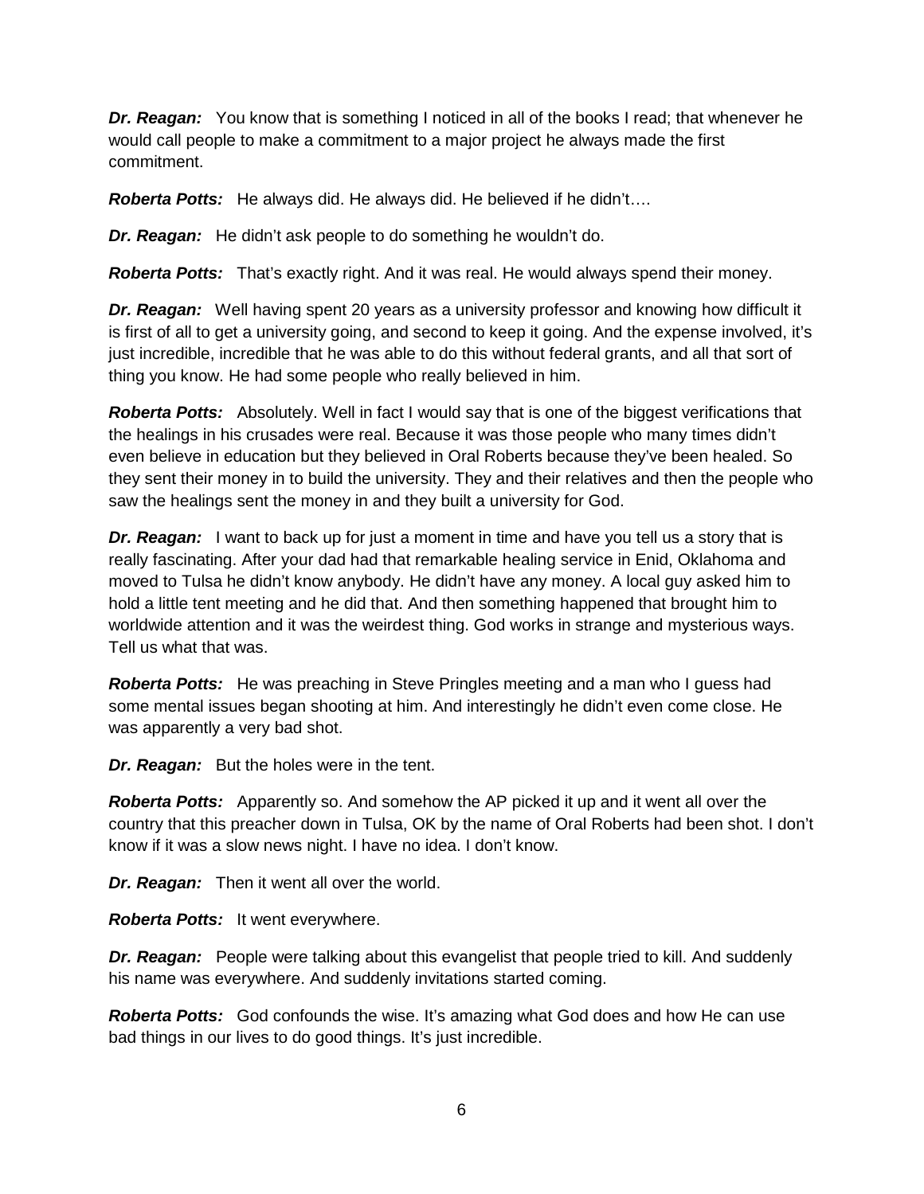***Dr. Reagan:*** You know that is something I noticed in all of the books I read; that whenever he would call people to make a commitment to a major project he always made the first commitment.

***Roberta Potts:*** He always did. He always did. He believed if he didn't….

***Dr. Reagan:*** He didn't ask people to do something he wouldn't do.

***Roberta Potts:*** That's exactly right. And it was real. He would always spend their money.

***Dr. Reagan:*** Well having spent 20 years as a university professor and knowing how difficult it is first of all to get a university going, and second to keep it going. And the expense involved, it's just incredible, incredible that he was able to do this without federal grants, and all that sort of thing you know. He had some people who really believed in him.

***Roberta Potts:*** Absolutely. Well in fact I would say that is one of the biggest verifications that the healings in his crusades were real. Because it was those people who many times didn't even believe in education but they believed in Oral Roberts because they've been healed. So they sent their money in to build the university. They and their relatives and then the people who saw the healings sent the money in and they built a university for God.

***Dr. Reagan:*** I want to back up for just a moment in time and have you tell us a story that is really fascinating. After your dad had that remarkable healing service in Enid, Oklahoma and moved to Tulsa he didn't know anybody. He didn't have any money. A local guy asked him to hold a little tent meeting and he did that. And then something happened that brought him to worldwide attention and it was the weirdest thing. God works in strange and mysterious ways. Tell us what that was.

***Roberta Potts:*** He was preaching in Steve Pringles meeting and a man who I guess had some mental issues began shooting at him. And interestingly he didn't even come close. He was apparently a very bad shot.

***Dr. Reagan:*** But the holes were in the tent.

***Roberta Potts:*** Apparently so. And somehow the AP picked it up and it went all over the country that this preacher down in Tulsa, OK by the name of Oral Roberts had been shot. I don't know if it was a slow news night. I have no idea. I don't know.

***Dr. Reagan:*** Then it went all over the world.

***Roberta Potts:*** It went everywhere.

***Dr. Reagan:*** People were talking about this evangelist that people tried to kill. And suddenly his name was everywhere. And suddenly invitations started coming.

***Roberta Potts:*** God confounds the wise. It's amazing what God does and how He can use bad things in our lives to do good things. It's just incredible.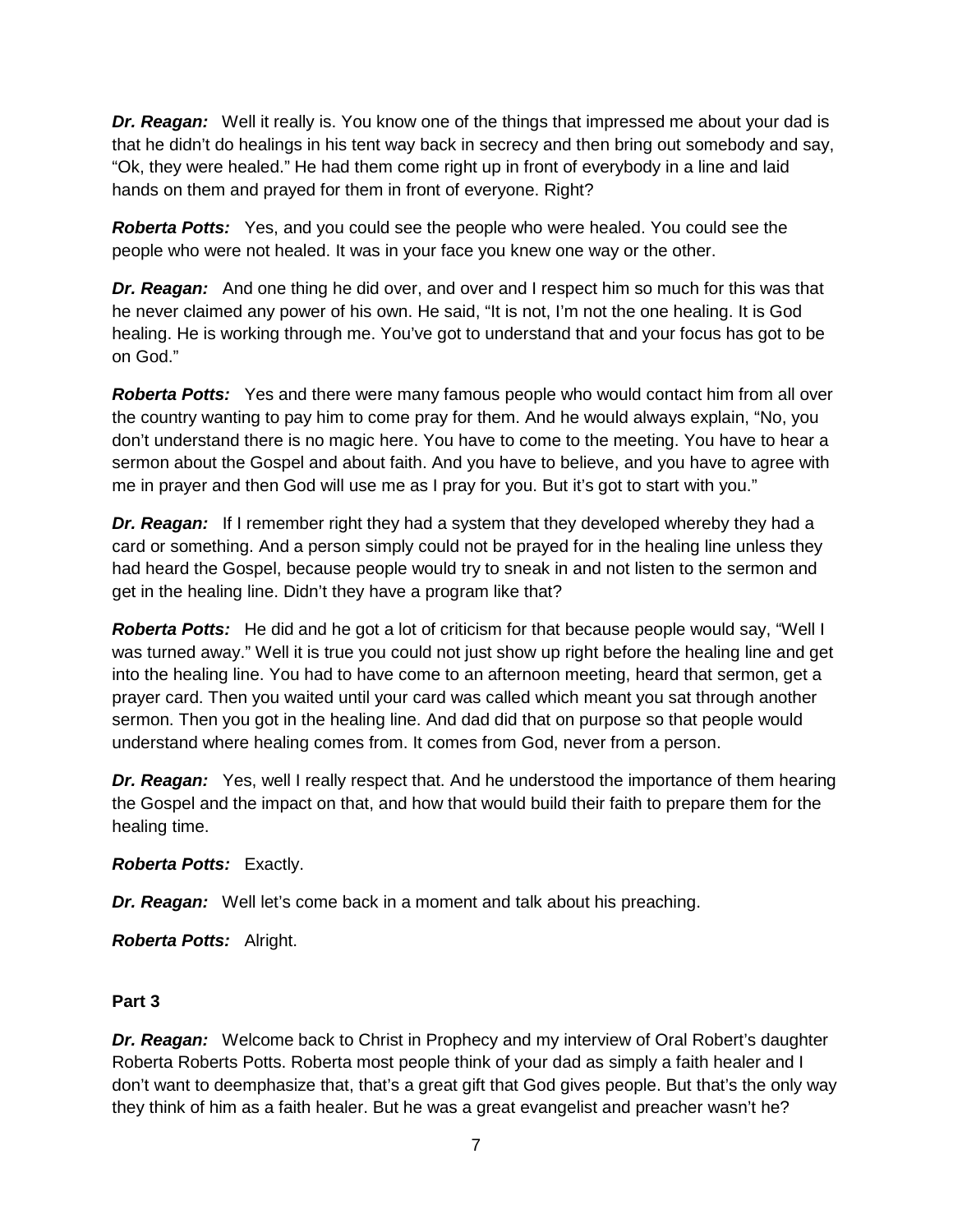***Dr. Reagan:*** Well it really is. You know one of the things that impressed me about your dad is that he didn't do healings in his tent way back in secrecy and then bring out somebody and say, "Ok, they were healed." He had them come right up in front of everybody in a line and laid hands on them and prayed for them in front of everyone. Right?

***Roberta Potts:*** Yes, and you could see the people who were healed. You could see the people who were not healed. It was in your face you knew one way or the other.

***Dr. Reagan:*** And one thing he did over, and over and I respect him so much for this was that he never claimed any power of his own. He said, "It is not, I'm not the one healing. It is God healing. He is working through me. You've got to understand that and your focus has got to be on God."

***Roberta Potts:*** Yes and there were many famous people who would contact him from all over the country wanting to pay him to come pray for them. And he would always explain, "No, you don't understand there is no magic here. You have to come to the meeting. You have to hear a sermon about the Gospel and about faith. And you have to believe, and you have to agree with me in prayer and then God will use me as I pray for you. But it's got to start with you."

***Dr. Reagan:*** If I remember right they had a system that they developed whereby they had a card or something. And a person simply could not be prayed for in the healing line unless they had heard the Gospel, because people would try to sneak in and not listen to the sermon and get in the healing line. Didn't they have a program like that?

***Roberta Potts:*** He did and he got a lot of criticism for that because people would say, "Well I was turned away." Well it is true you could not just show up right before the healing line and get into the healing line. You had to have come to an afternoon meeting, heard that sermon, get a prayer card. Then you waited until your card was called which meant you sat through another sermon. Then you got in the healing line. And dad did that on purpose so that people would understand where healing comes from. It comes from God, never from a person.

***Dr. Reagan:*** Yes, well I really respect that. And he understood the importance of them hearing the Gospel and the impact on that, and how that would build their faith to prepare them for the healing time.

***Roberta Potts:*** Exactly.

***Dr. Reagan:*** Well let's come back in a moment and talk about his preaching.

***Roberta Potts:*** Alright.

**Part 3**

***Dr. Reagan:*** Welcome back to Christ in Prophecy and my interview of Oral Robert's daughter Roberta Roberts Potts. Roberta most people think of your dad as simply a faith healer and I don't want to deemphasize that, that's a great gift that God gives people. But that's the only way they think of him as a faith healer. But he was a great evangelist and preacher wasn't he?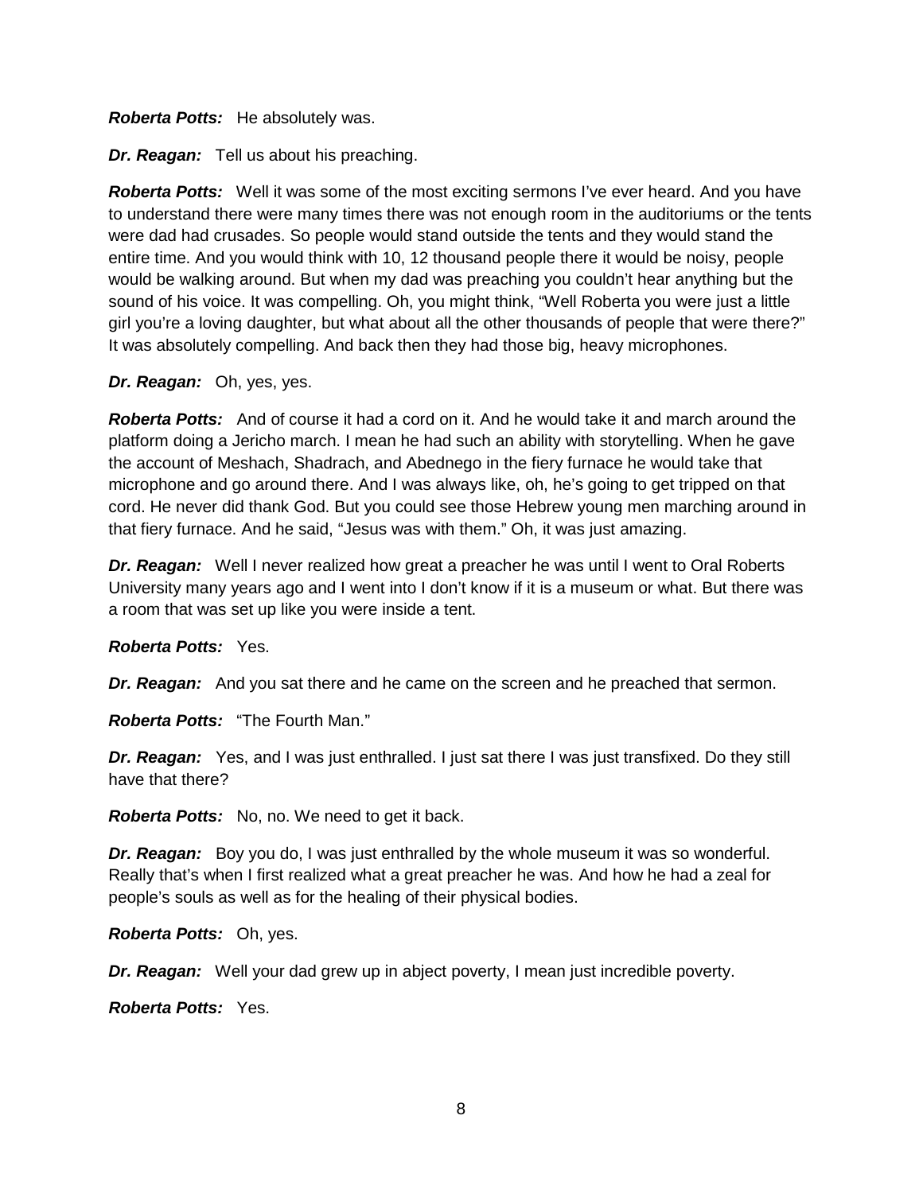***Roberta Potts:*** He absolutely was.

***Dr. Reagan:*** Tell us about his preaching.

***Roberta Potts:*** Well it was some of the most exciting sermons I've ever heard. And you have to understand there were many times there was not enough room in the auditoriums or the tents were dad had crusades. So people would stand outside the tents and they would stand the entire time. And you would think with 10, 12 thousand people there it would be noisy, people would be walking around. But when my dad was preaching you couldn't hear anything but the sound of his voice. It was compelling. Oh, you might think, "Well Roberta you were just a little girl you're a loving daughter, but what about all the other thousands of people that were there?" It was absolutely compelling. And back then they had those big, heavy microphones.

***Dr. Reagan:*** Oh, yes, yes.

***Roberta Potts:*** And of course it had a cord on it. And he would take it and march around the platform doing a Jericho march. I mean he had such an ability with storytelling. When he gave the account of Meshach, Shadrach, and Abednego in the fiery furnace he would take that microphone and go around there. And I was always like, oh, he's going to get tripped on that cord. He never did thank God. But you could see those Hebrew young men marching around in that fiery furnace. And he said, "Jesus was with them." Oh, it was just amazing.

***Dr. Reagan:*** Well I never realized how great a preacher he was until I went to Oral Roberts University many years ago and I went into I don't know if it is a museum or what. But there was a room that was set up like you were inside a tent.

***Roberta Potts:*** Yes.

***Dr. Reagan:*** And you sat there and he came on the screen and he preached that sermon.

***Roberta Potts:*** "The Fourth Man."

***Dr. Reagan:*** Yes, and I was just enthralled. I just sat there I was just transfixed. Do they still have that there?

***Roberta Potts:*** No, no. We need to get it back.

***Dr. Reagan:*** Boy you do, I was just enthralled by the whole museum it was so wonderful. Really that's when I first realized what a great preacher he was. And how he had a zeal for people's souls as well as for the healing of their physical bodies.

***Roberta Potts:*** Oh, yes.

***Dr. Reagan:*** Well your dad grew up in abject poverty, I mean just incredible poverty.

***Roberta Potts:*** Yes.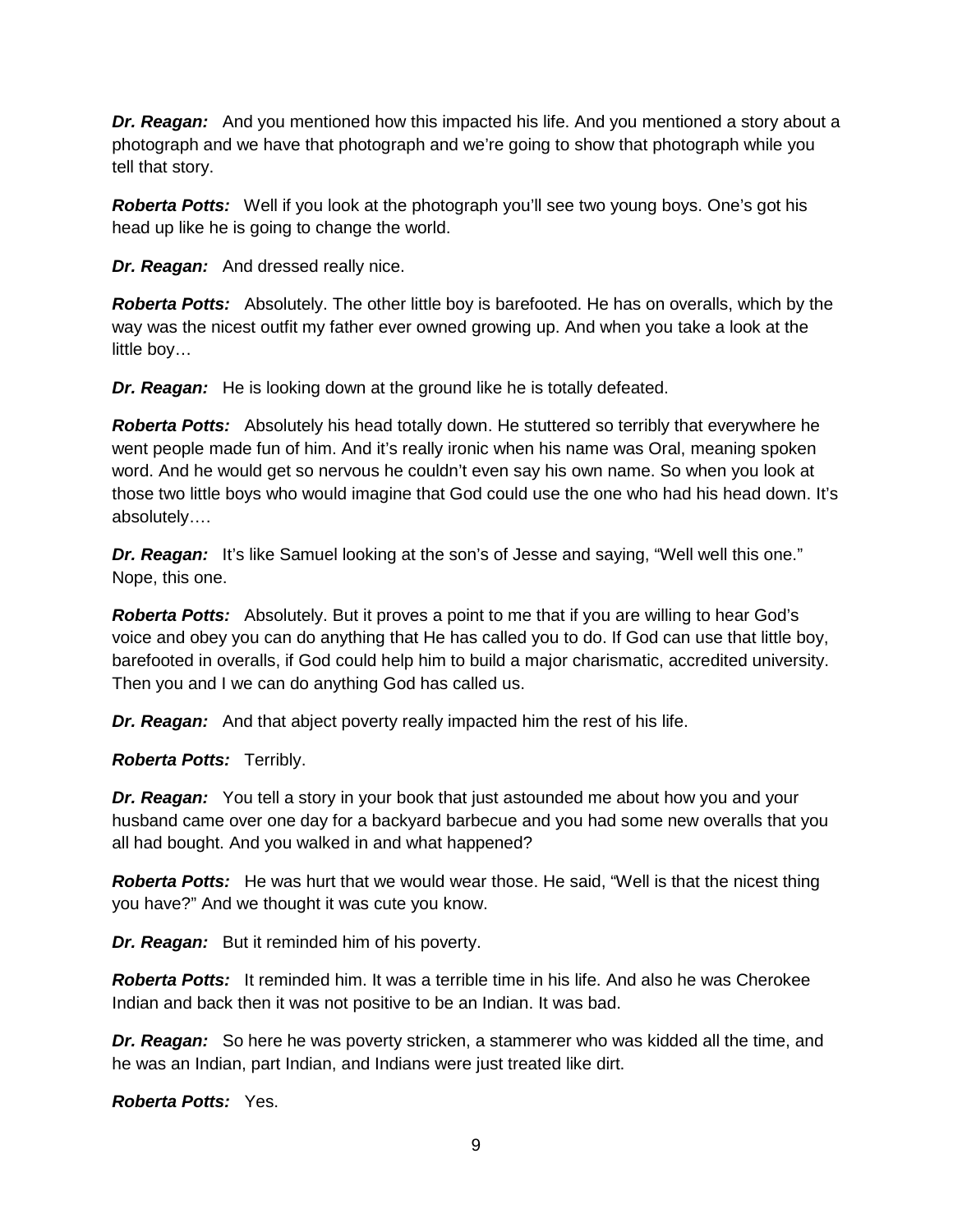***Dr. Reagan:*** And you mentioned how this impacted his life. And you mentioned a story about a photograph and we have that photograph and we're going to show that photograph while you tell that story.

***Roberta Potts:*** Well if you look at the photograph you'll see two young boys. One's got his head up like he is going to change the world.

***Dr. Reagan:*** And dressed really nice.

***Roberta Potts:*** Absolutely. The other little boy is barefooted. He has on overalls, which by the way was the nicest outfit my father ever owned growing up. And when you take a look at the little boy…

***Dr. Reagan:*** He is looking down at the ground like he is totally defeated.

***Roberta Potts:*** Absolutely his head totally down. He stuttered so terribly that everywhere he went people made fun of him. And it's really ironic when his name was Oral, meaning spoken word. And he would get so nervous he couldn't even say his own name. So when you look at those two little boys who would imagine that God could use the one who had his head down. It's absolutely….

***Dr. Reagan:*** It's like Samuel looking at the son's of Jesse and saying, "Well well this one." Nope, this one.

***Roberta Potts:*** Absolutely. But it proves a point to me that if you are willing to hear God's voice and obey you can do anything that He has called you to do. If God can use that little boy, barefooted in overalls, if God could help him to build a major charismatic, accredited university. Then you and I we can do anything God has called us.

***Dr. Reagan:*** And that abject poverty really impacted him the rest of his life.

***Roberta Potts:*** Terribly.

***Dr. Reagan:*** You tell a story in your book that just astounded me about how you and your husband came over one day for a backyard barbecue and you had some new overalls that you all had bought. And you walked in and what happened?

***Roberta Potts:*** He was hurt that we would wear those. He said, "Well is that the nicest thing you have?" And we thought it was cute you know.

***Dr. Reagan:*** But it reminded him of his poverty.

***Roberta Potts:*** It reminded him. It was a terrible time in his life. And also he was Cherokee Indian and back then it was not positive to be an Indian. It was bad.

***Dr. Reagan:*** So here he was poverty stricken, a stammerer who was kidded all the time, and he was an Indian, part Indian, and Indians were just treated like dirt.

***Roberta Potts:*** Yes.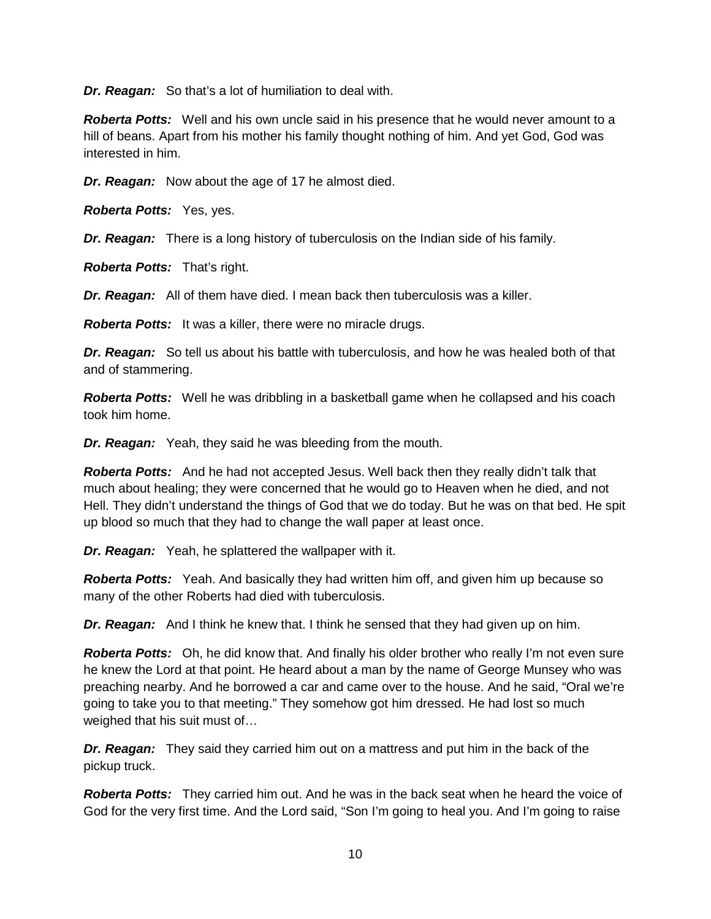***Dr. Reagan:*** So that's a lot of humiliation to deal with.

***Roberta Potts:*** Well and his own uncle said in his presence that he would never amount to a hill of beans. Apart from his mother his family thought nothing of him. And yet God, God was interested in him.

***Dr. Reagan:*** Now about the age of 17 he almost died.

***Roberta Potts:*** Yes, yes.

***Dr. Reagan:*** There is a long history of tuberculosis on the Indian side of his family.

***Roberta Potts:*** That's right.

***Dr. Reagan:*** All of them have died. I mean back then tuberculosis was a killer.

***Roberta Potts:*** It was a killer, there were no miracle drugs.

***Dr. Reagan:*** So tell us about his battle with tuberculosis, and how he was healed both of that and of stammering.

***Roberta Potts:*** Well he was dribbling in a basketball game when he collapsed and his coach took him home.

***Dr. Reagan:*** Yeah, they said he was bleeding from the mouth.

***Roberta Potts:*** And he had not accepted Jesus. Well back then they really didn't talk that much about healing; they were concerned that he would go to Heaven when he died, and not Hell. They didn't understand the things of God that we do today. But he was on that bed. He spit up blood so much that they had to change the wall paper at least once.

***Dr. Reagan:*** Yeah, he splattered the wallpaper with it.

***Roberta Potts:*** Yeah. And basically they had written him off, and given him up because so many of the other Roberts had died with tuberculosis.

***Dr. Reagan:*** And I think he knew that. I think he sensed that they had given up on him.

***Roberta Potts:*** Oh, he did know that. And finally his older brother who really I'm not even sure he knew the Lord at that point. He heard about a man by the name of George Munsey who was preaching nearby. And he borrowed a car and came over to the house. And he said, "Oral we're going to take you to that meeting." They somehow got him dressed. He had lost so much weighed that his suit must of…

***Dr. Reagan:*** They said they carried him out on a mattress and put him in the back of the pickup truck.

***Roberta Potts:*** They carried him out. And he was in the back seat when he heard the voice of God for the very first time. And the Lord said, "Son I'm going to heal you. And I'm going to raise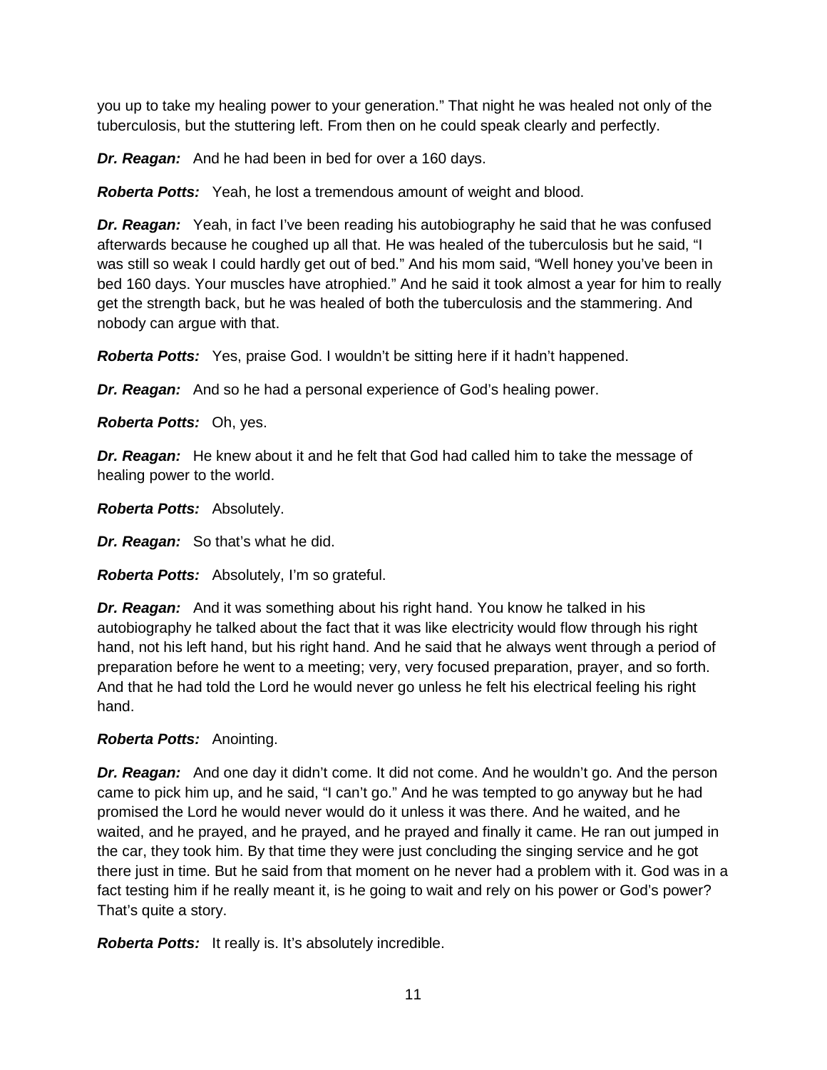you up to take my healing power to your generation." That night he was healed not only of the tuberculosis, but the stuttering left. From then on he could speak clearly and perfectly.

***Dr. Reagan:*** And he had been in bed for over a 160 days.

***Roberta Potts:*** Yeah, he lost a tremendous amount of weight and blood.

***Dr. Reagan:*** Yeah, in fact I've been reading his autobiography he said that he was confused afterwards because he coughed up all that. He was healed of the tuberculosis but he said, "I was still so weak I could hardly get out of bed." And his mom said, "Well honey you've been in bed 160 days. Your muscles have atrophied." And he said it took almost a year for him to really get the strength back, but he was healed of both the tuberculosis and the stammering. And nobody can argue with that.

***Roberta Potts:*** Yes, praise God. I wouldn't be sitting here if it hadn't happened.

***Dr. Reagan:*** And so he had a personal experience of God's healing power.

***Roberta Potts:*** Oh, yes.

***Dr. Reagan:*** He knew about it and he felt that God had called him to take the message of healing power to the world.

***Roberta Potts:*** Absolutely.

***Dr. Reagan:*** So that's what he did.

***Roberta Potts:*** Absolutely, I'm so grateful.

***Dr. Reagan:*** And it was something about his right hand. You know he talked in his autobiography he talked about the fact that it was like electricity would flow through his right hand, not his left hand, but his right hand. And he said that he always went through a period of preparation before he went to a meeting; very, very focused preparation, prayer, and so forth. And that he had told the Lord he would never go unless he felt his electrical feeling his right hand.

***Roberta Potts:*** Anointing.

***Dr. Reagan:*** And one day it didn't come. It did not come. And he wouldn't go. And the person came to pick him up, and he said, "I can't go." And he was tempted to go anyway but he had promised the Lord he would never would do it unless it was there. And he waited, and he waited, and he prayed, and he prayed, and he prayed and finally it came. He ran out jumped in the car, they took him. By that time they were just concluding the singing service and he got there just in time. But he said from that moment on he never had a problem with it. God was in a fact testing him if he really meant it, is he going to wait and rely on his power or God's power? That's quite a story.

***Roberta Potts:*** It really is. It's absolutely incredible.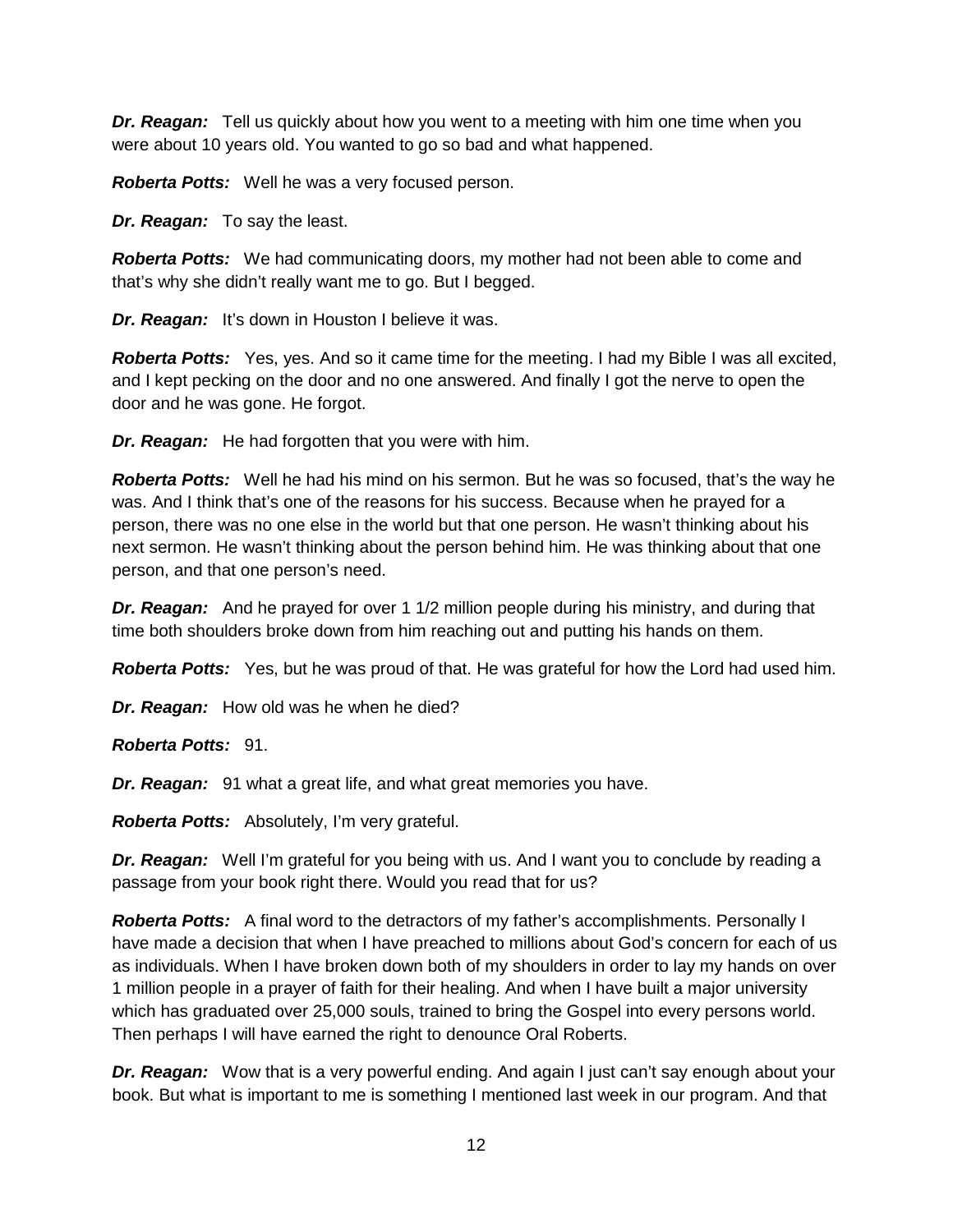***Dr. Reagan:*** Tell us quickly about how you went to a meeting with him one time when you were about 10 years old. You wanted to go so bad and what happened.

***Roberta Potts:*** Well he was a very focused person.

***Dr. Reagan:*** To say the least.

***Roberta Potts:*** We had communicating doors, my mother had not been able to come and that's why she didn't really want me to go. But I begged.

***Dr. Reagan:*** It's down in Houston I believe it was.

***Roberta Potts:*** Yes, yes. And so it came time for the meeting. I had my Bible I was all excited, and I kept pecking on the door and no one answered. And finally I got the nerve to open the door and he was gone. He forgot.

***Dr. Reagan:*** He had forgotten that you were with him.

***Roberta Potts:*** Well he had his mind on his sermon. But he was so focused, that's the way he was. And I think that's one of the reasons for his success. Because when he prayed for a person, there was no one else in the world but that one person. He wasn't thinking about his next sermon. He wasn't thinking about the person behind him. He was thinking about that one person, and that one person's need.

***Dr. Reagan:*** And he prayed for over 1 1/2 million people during his ministry, and during that time both shoulders broke down from him reaching out and putting his hands on them.

***Roberta Potts:*** Yes, but he was proud of that. He was grateful for how the Lord had used him.

***Dr. Reagan:*** How old was he when he died?

***Roberta Potts:*** 91.

***Dr. Reagan:*** 91 what a great life, and what great memories you have.

***Roberta Potts:*** Absolutely, I'm very grateful.

***Dr. Reagan:*** Well I'm grateful for you being with us. And I want you to conclude by reading a passage from your book right there. Would you read that for us?

***Roberta Potts:*** A final word to the detractors of my father's accomplishments. Personally I have made a decision that when I have preached to millions about God's concern for each of us as individuals. When I have broken down both of my shoulders in order to lay my hands on over 1 million people in a prayer of faith for their healing. And when I have built a major university which has graduated over 25,000 souls, trained to bring the Gospel into every persons world. Then perhaps I will have earned the right to denounce Oral Roberts.

***Dr. Reagan:*** Wow that is a very powerful ending. And again I just can't say enough about your book. But what is important to me is something I mentioned last week in our program. And that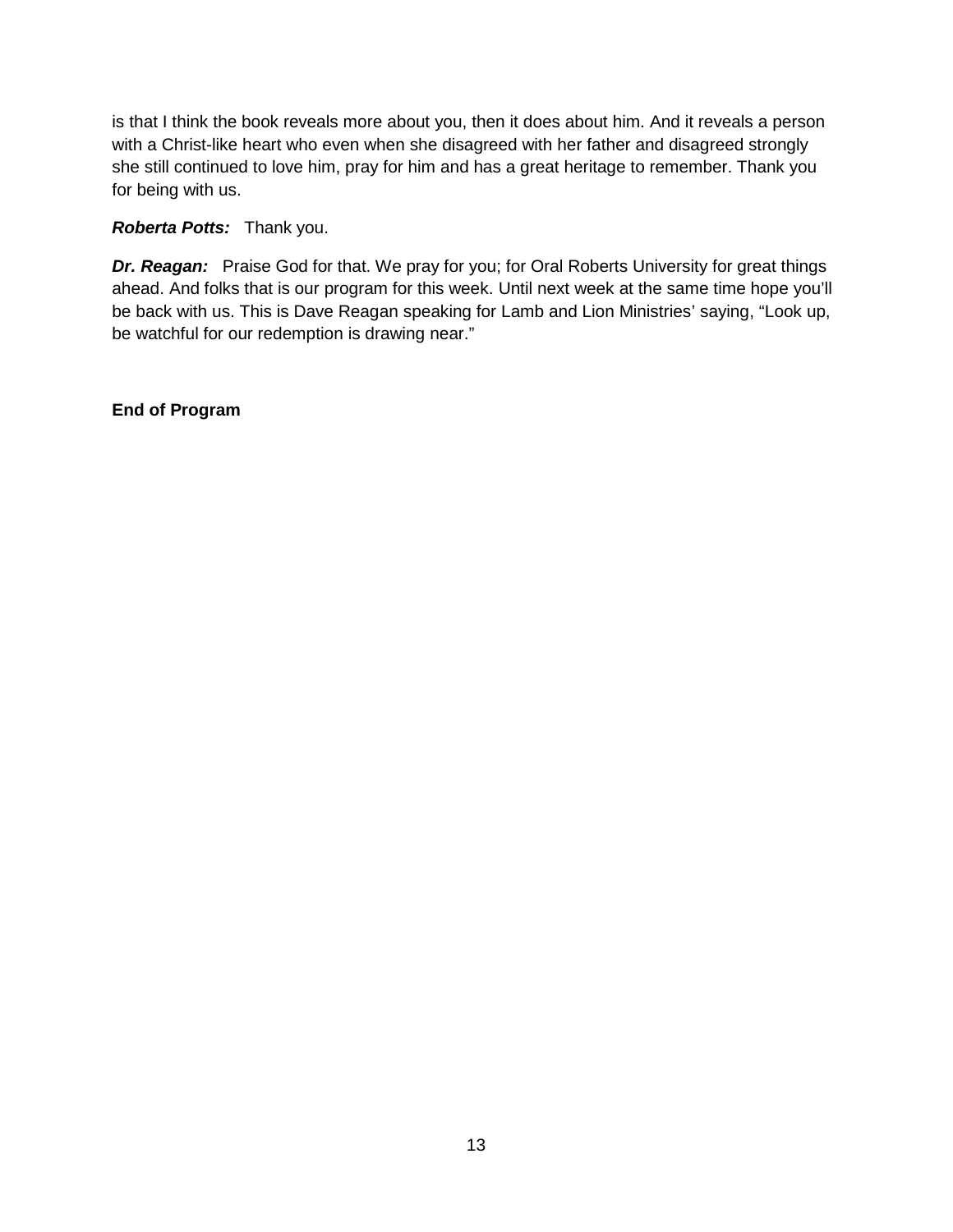is that I think the book reveals more about you, then it does about him. And it reveals a person with a Christ-like heart who even when she disagreed with her father and disagreed strongly she still continued to love him, pray for him and has a great heritage to remember. Thank you for being with us.

***Roberta Potts:*** Thank you.

***Dr. Reagan:*** Praise God for that. We pray for you; for Oral Roberts University for great things ahead. And folks that is our program for this week. Until next week at the same time hope you'll be back with us. This is Dave Reagan speaking for Lamb and Lion Ministries' saying, "Look up, be watchful for our redemption is drawing near."

**End of Program**